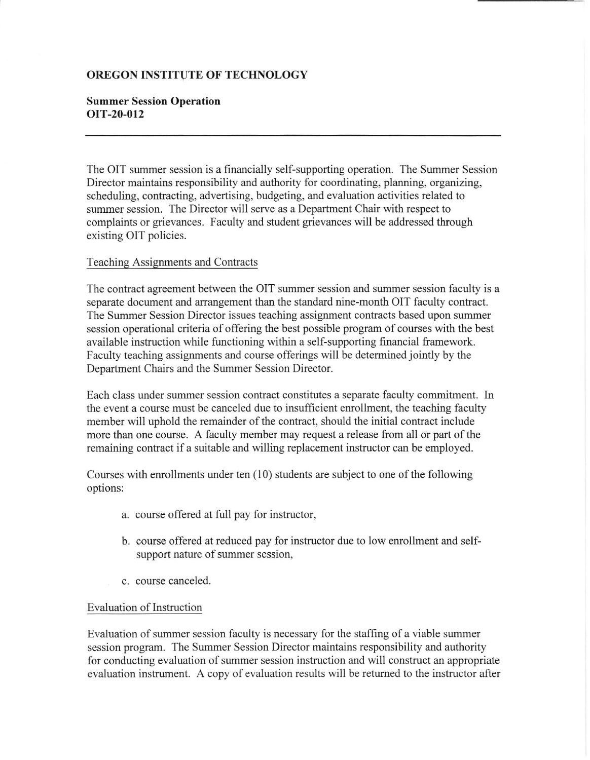# OREGON INSTITUTE OF TECHNOLOGY

## Summer Session Operation
## OIT-20-012

---

The OIT summer session is a financially self-supporting operation. The Summer Session Director maintains responsibility and authority for coordinating, planning, organizing, scheduling, contracting, advertising, budgeting, and evaluation activities related to summer session. The Director will serve as a Department Chair with respect to complaints or grievances. Faculty and student grievances will be addressed through existing OIT policies.

### Teaching Assignments and Contracts

The contract agreement between the OIT summer session and summer session faculty is a separate document and arrangement than the standard nine-month OIT faculty contract. The Summer Session Director issues teaching assignment contracts based upon summer session operational criteria of offering the best possible program of courses with the best available instruction while functioning within a self-supporting financial framework. Faculty teaching assignments and course offerings will be determined jointly by the Department Chairs and the Summer Session Director.

Each class under summer session contract constitutes a separate faculty commitment. In the event a course must be canceled due to insufficient enrollment, the teaching faculty member will uphold the remainder of the contract, should the initial contract include more than one course. A faculty member may request a release from all or part of the remaining contract if a suitable and willing replacement instructor can be employed.

Courses with enrollments under ten (10) students are subject to one of the following options:

a. course offered at full pay for instructor,

b. course offered at reduced pay for instructor due to low enrollment and self-support nature of summer session,

c. course canceled.

### Evaluation of Instruction

Evaluation of summer session faculty is necessary for the staffing of a viable summer session program. The Summer Session Director maintains responsibility and authority for conducting evaluation of summer session instruction and will construct an appropriate evaluation instrument. A copy of evaluation results will be returned to the instructor after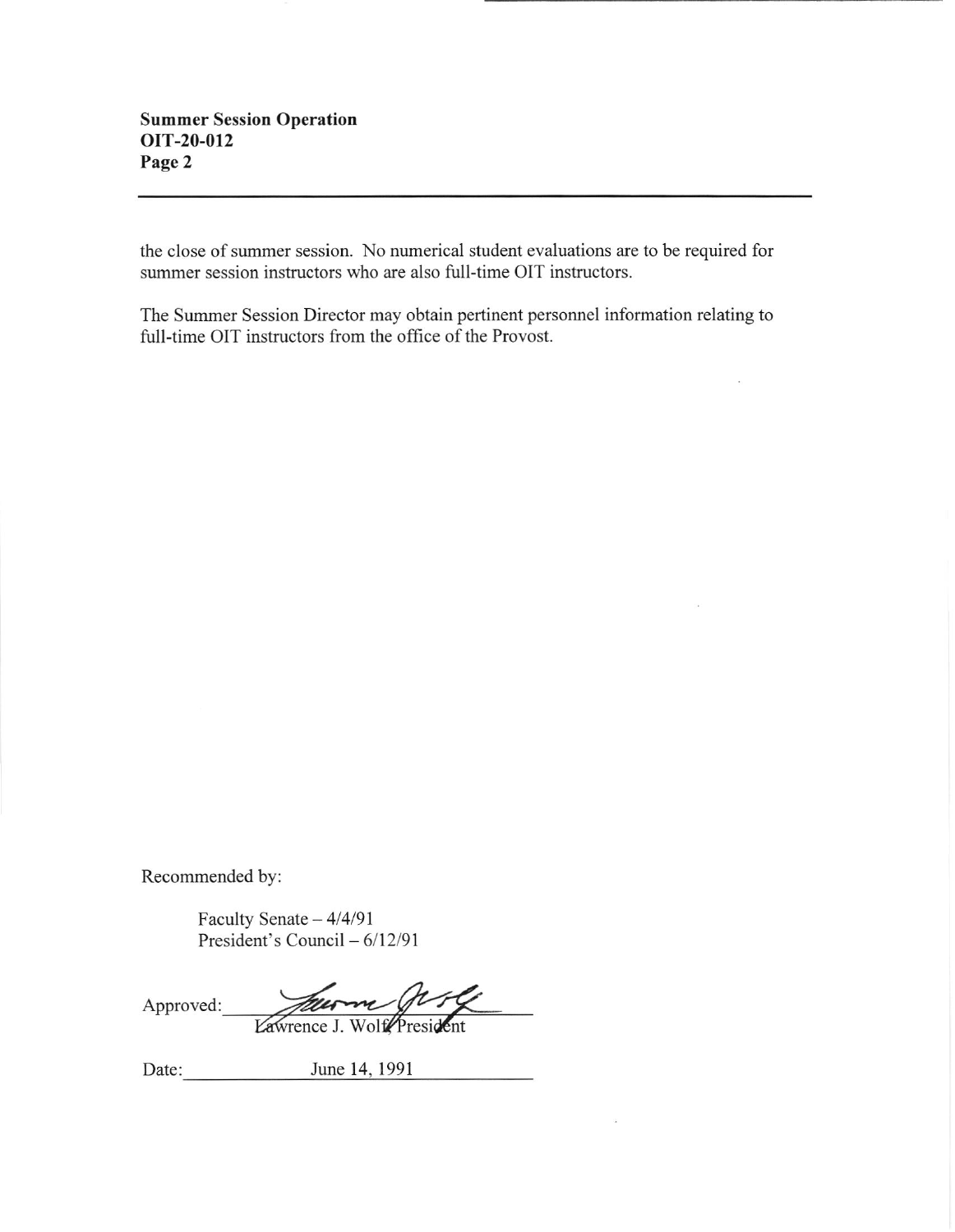the close of summer session. No numerical student evaluations are to be required for summer session instructors who are also full-time OIT instructors.

The Summer Session Director may obtain pertinent personnel information relating to full-time OIT instructors from the office of the Provost.

Recommended by:

Faculty Senate – 4/4/91
President's Council – 6/12/91

Approved: ______________________
Lawrence J. Wolf, President

Date: June 14, 1991